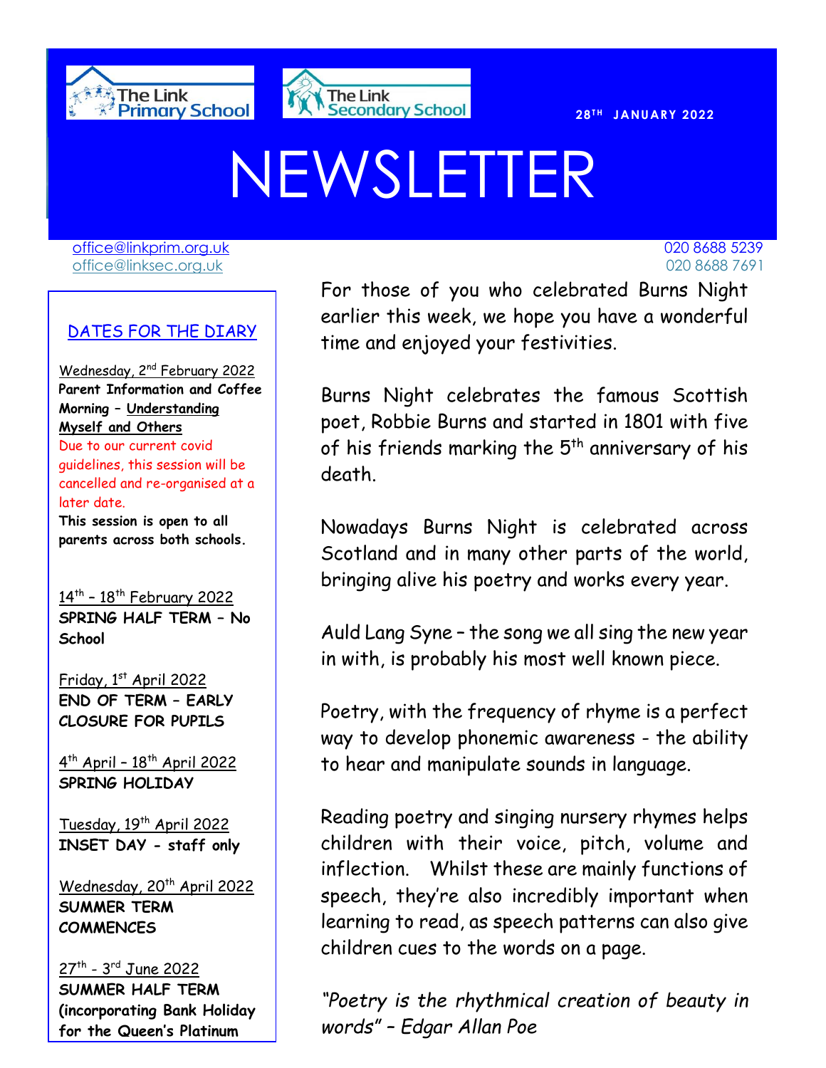The Link Primary School

The Link Secondary School

28TH JANUARY 2022

# NEWSLETTER

office@linkprim.org.uk 020 8688 5239
office@linksec.org.uk 020 8688 7691

## DATES FOR THE DIARY

Wednesday, 2nd February 2022
**Parent Information and Coffee Morning – Understanding Myself and Others**
Due to our current covid guidelines, this session will be cancelled and re-organised at a later date.
**This session is open to all parents across both schools.**

14th – 18th February 2022
**SPRING HALF TERM – No School**

Friday, 1st April 2022
**END OF TERM – EARLY CLOSURE FOR PUPILS**

4th April – 18th April 2022
**SPRING HOLIDAY**

Tuesday, 19th April 2022
**INSET DAY - staff only**

Wednesday, 20th April 2022
**SUMMER TERM COMMENCES**

27th - 3rd June 2022
**SUMMER HALF TERM (incorporating Bank Holiday for the Queen's Platinum**

For those of you who celebrated Burns Night earlier this week, we hope you have a wonderful time and enjoyed your festivities.

Burns Night celebrates the famous Scottish poet, Robbie Burns and started in 1801 with five of his friends marking the 5th anniversary of his death.

Nowadays Burns Night is celebrated across Scotland and in many other parts of the world, bringing alive his poetry and works every year.

Auld Lang Syne – the song we all sing the new year in with, is probably his most well known piece.

Poetry, with the frequency of rhyme is a perfect way to develop phonemic awareness - the ability to hear and manipulate sounds in language.

Reading poetry and singing nursery rhymes helps children with their voice, pitch, volume and inflection. Whilst these are mainly functions of speech, they're also incredibly important when learning to read, as speech patterns can also give children cues to the words on a page.

*"Poetry is the rhythmical creation of beauty in words" – Edgar Allan Poe*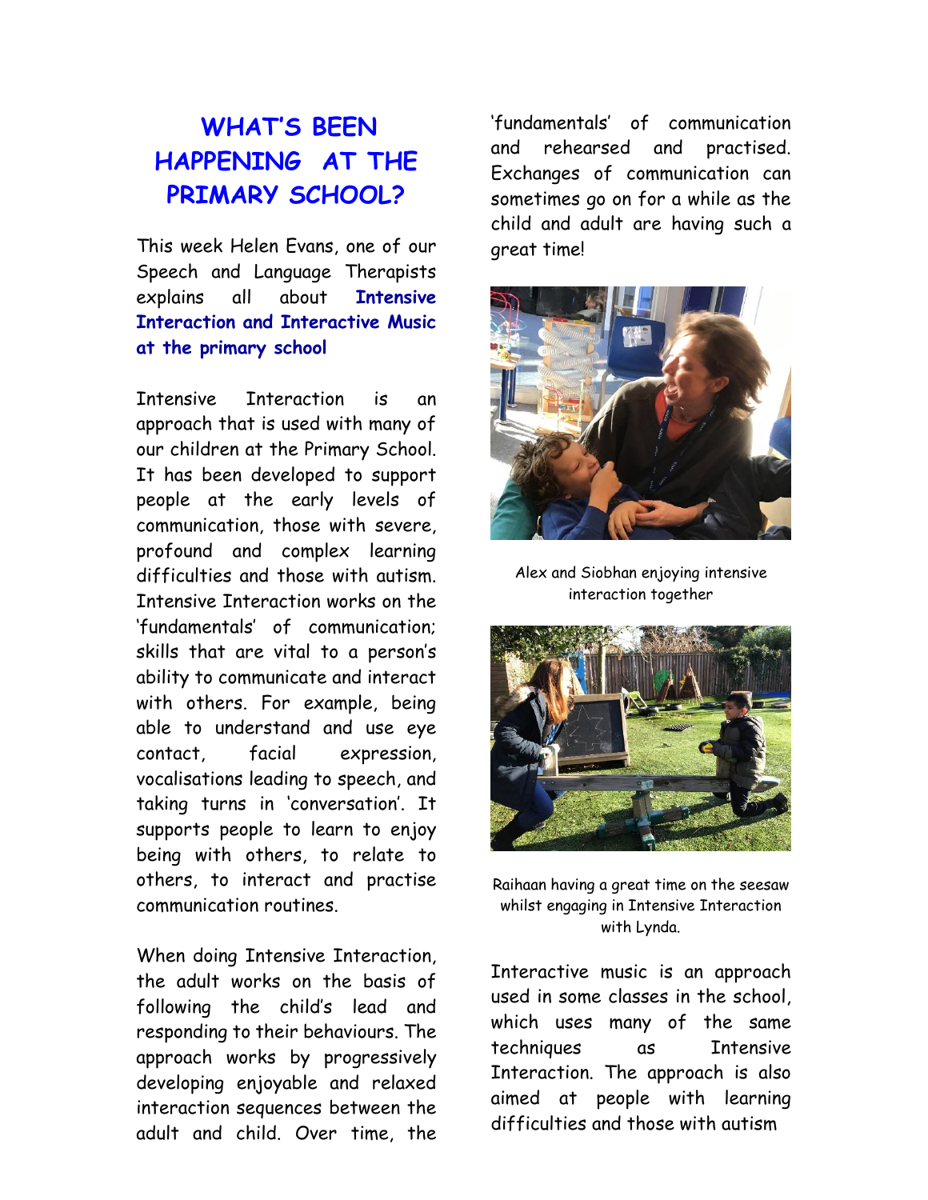# WHAT'S BEEN HAPPENING AT THE PRIMARY SCHOOL?

This week Helen Evans, one of our Speech and Language Therapists explains all about **Intensive Interaction and Interactive Music at the primary school**

Intensive Interaction is an approach that is used with many of our children at the Primary School. It has been developed to support people at the early levels of communication, those with severe, profound and complex learning difficulties and those with autism. Intensive Interaction works on the 'fundamentals' of communication; skills that are vital to a person's ability to communicate and interact with others. For example, being able to understand and use eye contact, facial expression, vocalisations leading to speech, and taking turns in 'conversation'. It supports people to learn to enjoy being with others, to relate to others, to interact and practise communication routines.

When doing Intensive Interaction, the adult works on the basis of following the child's lead and responding to their behaviours. The approach works by progressively developing enjoyable and relaxed interaction sequences between the adult and child. Over time, the 'fundamentals' of communication and rehearsed and practised. Exchanges of communication can sometimes go on for a while as the child and adult are having such a great time!

Alex and Siobhan enjoying intensive interaction together

Raihaan having a great time on the seesaw whilst engaging in Intensive Interaction with Lynda.

Interactive music is an approach used in some classes in the school, which uses many of the same techniques as Intensive Interaction. The approach is also aimed at people with learning difficulties and those with autism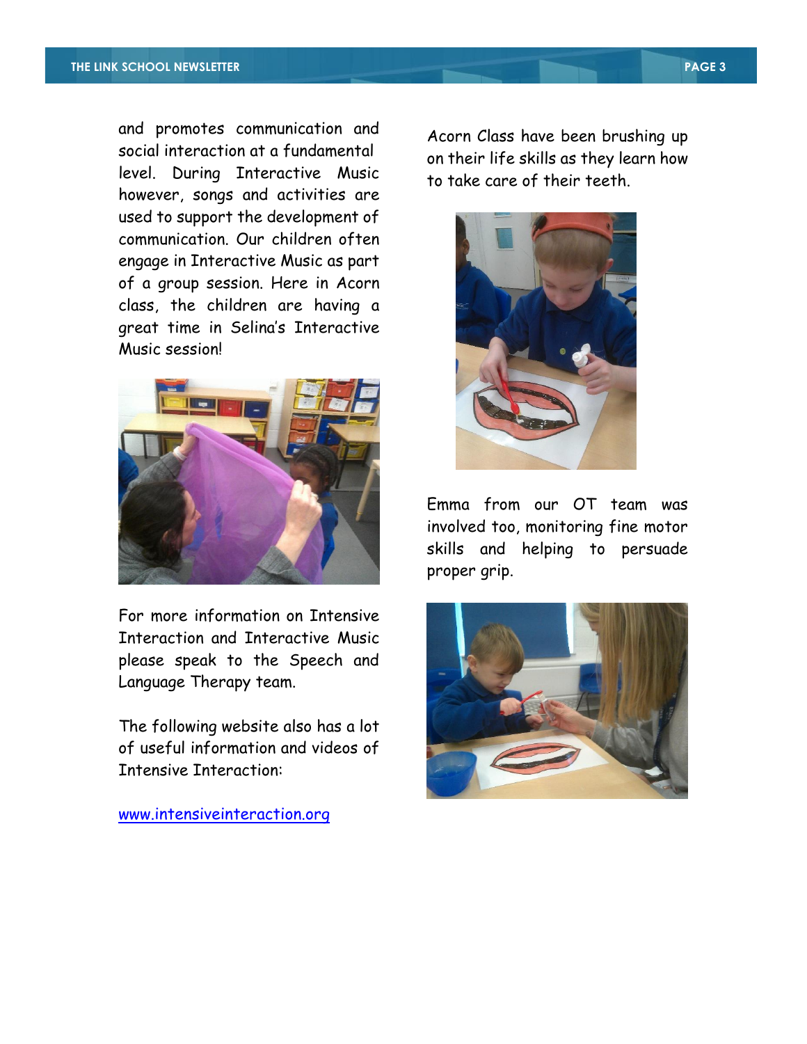and promotes communication and social interaction at a fundamental level. During Interactive Music however, songs and activities are used to support the development of communication. Our children often engage in Interactive Music as part of a group session. Here in Acorn class, the children are having a great time in Selina's Interactive Music session!

For more information on Intensive Interaction and Interactive Music please speak to the Speech and Language Therapy team.

The following website also has a lot of useful information and videos of Intensive Interaction:

[www.intensiveinteraction.org](http://www.intensiveinteraction.org)

Acorn Class have been brushing up on their life skills as they learn how to take care of their teeth.

Emma from our OT team was involved too, monitoring fine motor skills and helping to persuade proper grip.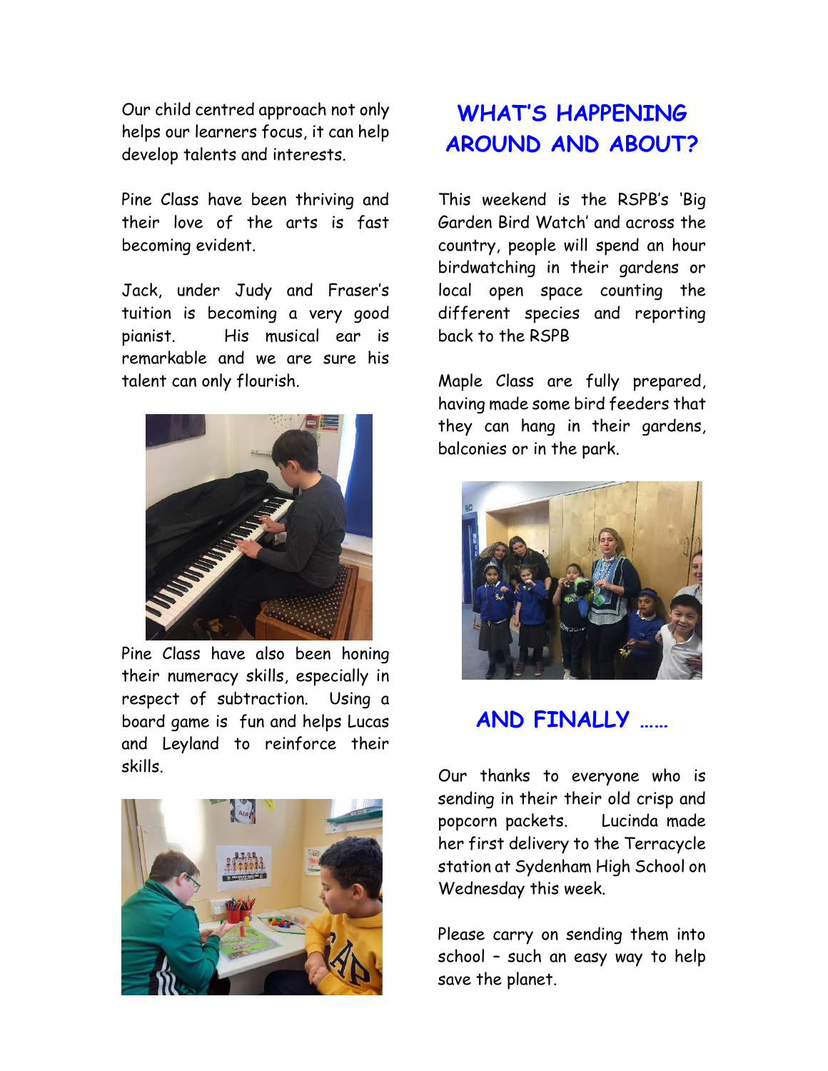Our child centred approach not only helps our learners focus, it can help develop talents and interests.

Pine Class have been thriving and their love of the arts is fast becoming evident.

Jack, under Judy and Fraser's tuition is becoming a very good pianist. His musical ear is remarkable and we are sure his talent can only flourish.

Pine Class have also been honing their numeracy skills, especially in respect of subtraction. Using a board game is fun and helps Lucas and Leyland to reinforce their skills.

## WHAT'S HAPPENING AROUND AND ABOUT?

This weekend is the RSPB's 'Big Garden Bird Watch' and across the country, people will spend an hour birdwatching in their gardens or local open space counting the different species and reporting back to the RSPB

Maple Class are fully prepared, having made some bird feeders that they can hang in their gardens, balconies or in the park.

## AND FINALLY ……

Our thanks to everyone who is sending in their their old crisp and popcorn packets. Lucinda made her first delivery to the Terracycle station at Sydenham High School on Wednesday this week.

Please carry on sending them into school – such an easy way to help save the planet.